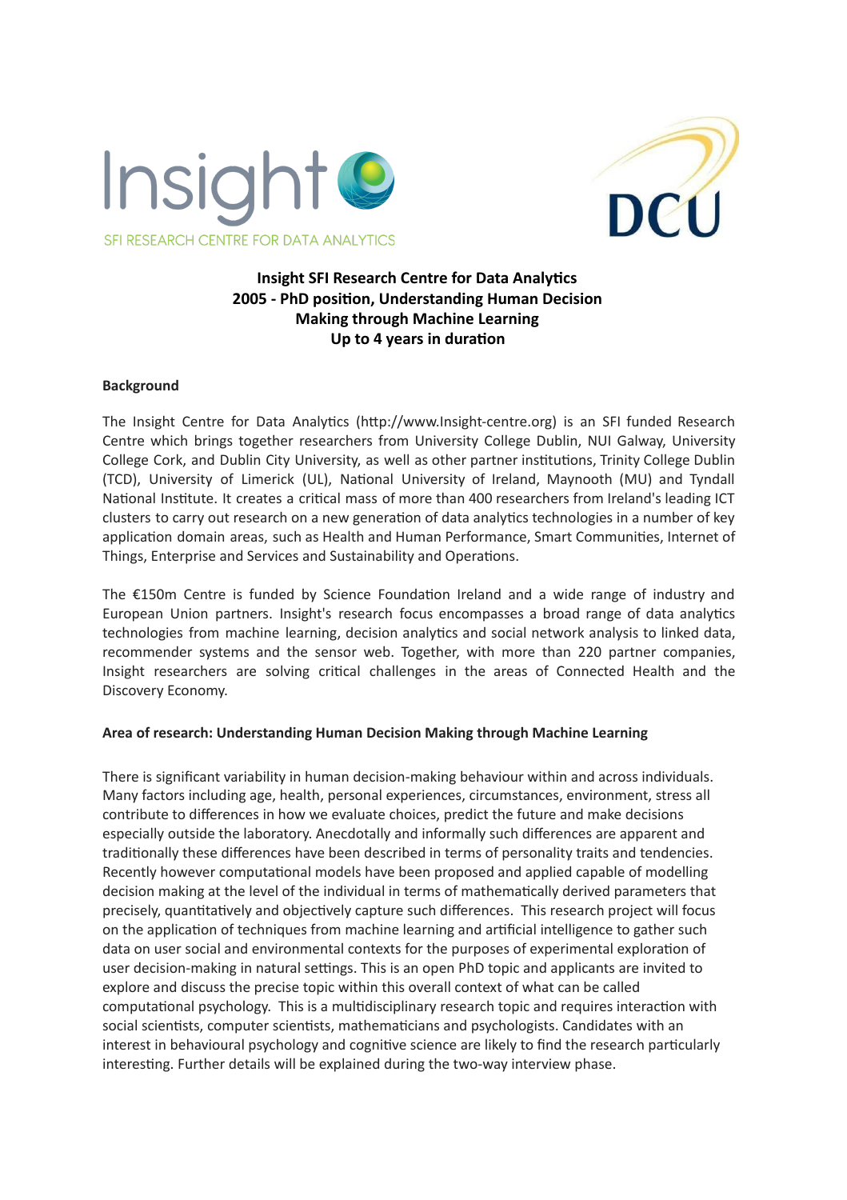Insight

SFI RESEARCH CENTRE FOR DATA ANALYTICS

DCU

# Insight SFI Research Centre for Data Analytics
# 2005 - PhD position, Understanding Human Decision Making through Machine Learning
# Up to 4 years in duration

## Background

The Insight Centre for Data Analytics (http://www.Insight-centre.org) is an SFI funded Research Centre which brings together researchers from University College Dublin, NUI Galway, University College Cork, and Dublin City University, as well as other partner institutions, Trinity College Dublin (TCD), University of Limerick (UL), National University of Ireland, Maynooth (MU) and Tyndall National Institute. It creates a critical mass of more than 400 researchers from Ireland's leading ICT clusters to carry out research on a new generation of data analytics technologies in a number of key application domain areas, such as Health and Human Performance, Smart Communities, Internet of Things, Enterprise and Services and Sustainability and Operations.

The €150m Centre is funded by Science Foundation Ireland and a wide range of industry and European Union partners. Insight's research focus encompasses a broad range of data analytics technologies from machine learning, decision analytics and social network analysis to linked data, recommender systems and the sensor web. Together, with more than 220 partner companies, Insight researchers are solving critical challenges in the areas of Connected Health and the Discovery Economy.

## Area of research: Understanding Human Decision Making through Machine Learning

There is significant variability in human decision-making behaviour within and across individuals. Many factors including age, health, personal experiences, circumstances, environment, stress all contribute to differences in how we evaluate choices, predict the future and make decisions especially outside the laboratory. Anecdotally and informally such differences are apparent and traditionally these differences have been described in terms of personality traits and tendencies. Recently however computational models have been proposed and applied capable of modelling decision making at the level of the individual in terms of mathematically derived parameters that precisely, quantitatively and objectively capture such differences. This research project will focus on the application of techniques from machine learning and artificial intelligence to gather such data on user social and environmental contexts for the purposes of experimental exploration of user decision-making in natural settings. This is an open PhD topic and applicants are invited to explore and discuss the precise topic within this overall context of what can be called computational psychology. This is a multidisciplinary research topic and requires interaction with social scientists, computer scientists, mathematicians and psychologists. Candidates with an interest in behavioural psychology and cognitive science are likely to find the research particularly interesting. Further details will be explained during the two-way interview phase.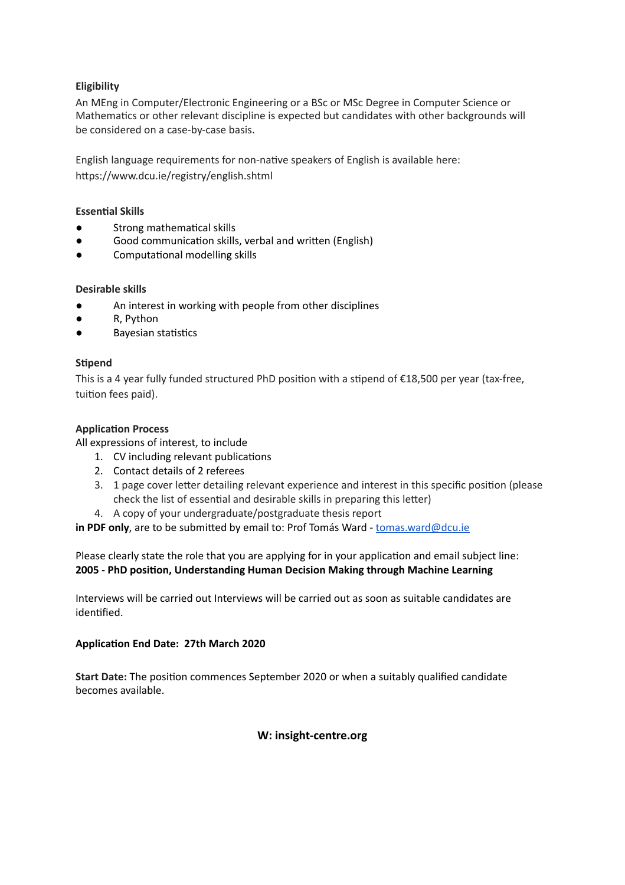**Eligibility**

An MEng in Computer/Electronic Engineering or a BSc or MSc Degree in Computer Science or Mathematics or other relevant discipline is expected but candidates with other backgrounds will be considered on a case-by-case basis.

English language requirements for non-native speakers of English is available here: https://www.dcu.ie/registry/english.shtml

**Essential Skills**

- Strong mathematical skills
- Good communication skills, verbal and written (English)
- Computational modelling skills

**Desirable skills**

- An interest in working with people from other disciplines
- R, Python
- Bayesian statistics

**Stipend**

This is a 4 year fully funded structured PhD position with a stipend of €18,500 per year (tax-free, tuition fees paid).

**Application Process**

All expressions of interest, to include

1. CV including relevant publications
2. Contact details of 2 referees
3. 1 page cover letter detailing relevant experience and interest in this specific position (please check the list of essential and desirable skills in preparing this letter)
4. A copy of your undergraduate/postgraduate thesis report

**in PDF only**, are to be submitted by email to: Prof Tomás Ward - tomas.ward@dcu.ie

Please clearly state the role that you are applying for in your application and email subject line:
**2005 - PhD position, Understanding Human Decision Making through Machine Learning**

Interviews will be carried out Interviews will be carried out as soon as suitable candidates are identified.

**Application End Date: 27th March 2020**

**Start Date:** The position commences September 2020 or when a suitably qualified candidate becomes available.

**W: insight-centre.org**